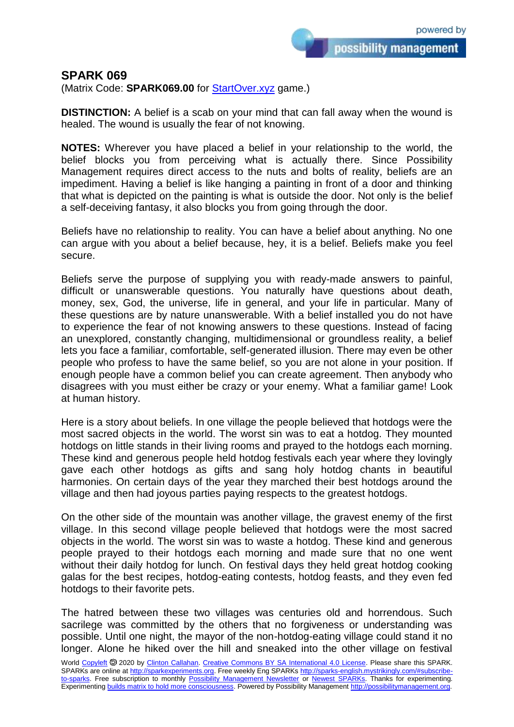## SPARK 069

(Matrix Code: **SPARK069.00** for StartOver.xyz game.)

**DISTINCTION:** A belief is a scab on your mind that can fall away when the wound is healed. The wound is usually the fear of not knowing.

**NOTES:** Wherever you have placed a belief in your relationship to the world, the belief blocks you from perceiving what is actually there. Since Possibility Management requires direct access to the nuts and bolts of reality, beliefs are an impediment. Having a belief is like hanging a painting in front of a door and thinking that what is depicted on the painting is what is outside the door. Not only is the belief a self-deceiving fantasy, it also blocks you from going through the door.

Beliefs have no relationship to reality. You can have a belief about anything. No one can argue with you about a belief because, hey, it is a belief. Beliefs make you feel secure.

Beliefs serve the purpose of supplying you with ready-made answers to painful, difficult or unanswerable questions. You naturally have questions about death, money, sex, God, the universe, life in general, and your life in particular. Many of these questions are by nature unanswerable. With a belief installed you do not have to experience the fear of not knowing answers to these questions. Instead of facing an unexplored, constantly changing, multidimensional or groundless reality, a belief lets you face a familiar, comfortable, self-generated illusion. There may even be other people who profess to have the same belief, so you are not alone in your position. If enough people have a common belief you can create agreement. Then anybody who disagrees with you must either be crazy or your enemy. What a familiar game! Look at human history.

Here is a story about beliefs. In one village the people believed that hotdogs were the most sacred objects in the world. The worst sin was to eat a hotdog. They mounted hotdogs on little stands in their living rooms and prayed to the hotdogs each morning. These kind and generous people held hotdog festivals each year where they lovingly gave each other hotdogs as gifts and sang holy hotdog chants in beautiful harmonies. On certain days of the year they marched their best hotdogs around the village and then had joyous parties paying respects to the greatest hotdogs.

On the other side of the mountain was another village, the gravest enemy of the first village. In this second village people believed that hotdogs were the most sacred objects in the world. The worst sin was to waste a hotdog. These kind and generous people prayed to their hotdogs each morning and made sure that no one went without their daily hotdog for lunch. On festival days they held great hotdog cooking galas for the best recipes, hotdog-eating contests, hotdog feasts, and they even fed hotdogs to their favorite pets.

The hatred between these two villages was centuries old and horrendous. Such sacrilege was committed by the others that no forgiveness or understanding was possible. Until one night, the mayor of the non-hotdog-eating village could stand it no longer. Alone he hiked over the hill and sneaked into the other village on festival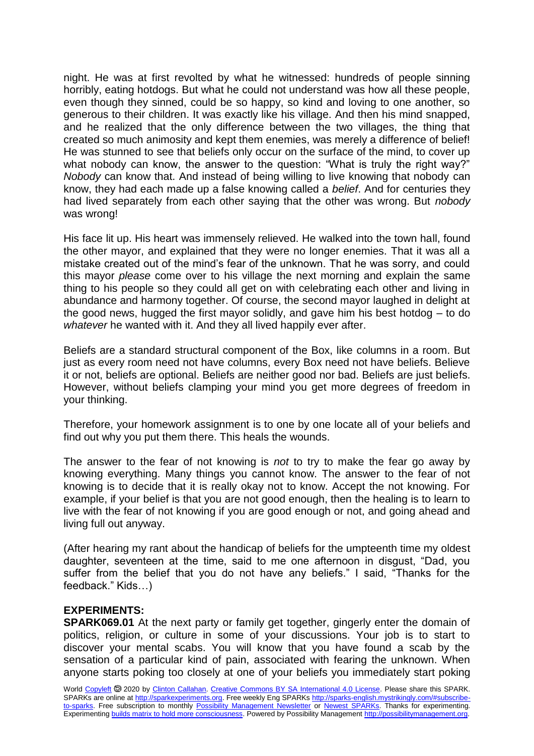night. He was at first revolted by what he witnessed: hundreds of people sinning horribly, eating hotdogs. But what he could not understand was how all these people, even though they sinned, could be so happy, so kind and loving to one another, so generous to their children. It was exactly like his village. And then his mind snapped, and he realized that the only difference between the two villages, the thing that created so much animosity and kept them enemies, was merely a difference of belief! He was stunned to see that beliefs only occur on the surface of the mind, to cover up what nobody can know, the answer to the question: "What is truly the right way?" *Nobody* can know that. And instead of being willing to live knowing that nobody can know, they had each made up a false knowing called a *belief*. And for centuries they had lived separately from each other saying that the other was wrong. But *nobody* was wrong!

His face lit up. His heart was immensely relieved. He walked into the town hall, found the other mayor, and explained that they were no longer enemies. That it was all a mistake created out of the mind's fear of the unknown. That he was sorry, and could this mayor *please* come over to his village the next morning and explain the same thing to his people so they could all get on with celebrating each other and living in abundance and harmony together. Of course, the second mayor laughed in delight at the good news, hugged the first mayor solidly, and gave him his best hotdog – to do *whatever* he wanted with it. And they all lived happily ever after.

Beliefs are a standard structural component of the Box, like columns in a room. But just as every room need not have columns, every Box need not have beliefs. Believe it or not, beliefs are optional. Beliefs are neither good nor bad. Beliefs are just beliefs. However, without beliefs clamping your mind you get more degrees of freedom in your thinking.

Therefore, your homework assignment is to one by one locate all of your beliefs and find out why you put them there. This heals the wounds.

The answer to the fear of not knowing is *not* to try to make the fear go away by knowing everything. Many things you cannot know. The answer to the fear of not knowing is to decide that it is really okay not to know. Accept the not knowing. For example, if your belief is that you are not good enough, then the healing is to learn to live with the fear of not knowing if you are good enough or not, and going ahead and living full out anyway.

(After hearing my rant about the handicap of beliefs for the umpteenth time my oldest daughter, seventeen at the time, said to me one afternoon in disgust, "Dad, you suffer from the belief that you do not have any beliefs." I said, "Thanks for the feedback." Kids…)

**EXPERIMENTS:**

**SPARK069.01** At the next party or family get together, gingerly enter the domain of politics, religion, or culture in some of your discussions. Your job is to start to discover your mental scabs. You will know that you have found a scab by the sensation of a particular kind of pain, associated with fearing the unknown. When anyone starts poking too closely at one of your beliefs you immediately start poking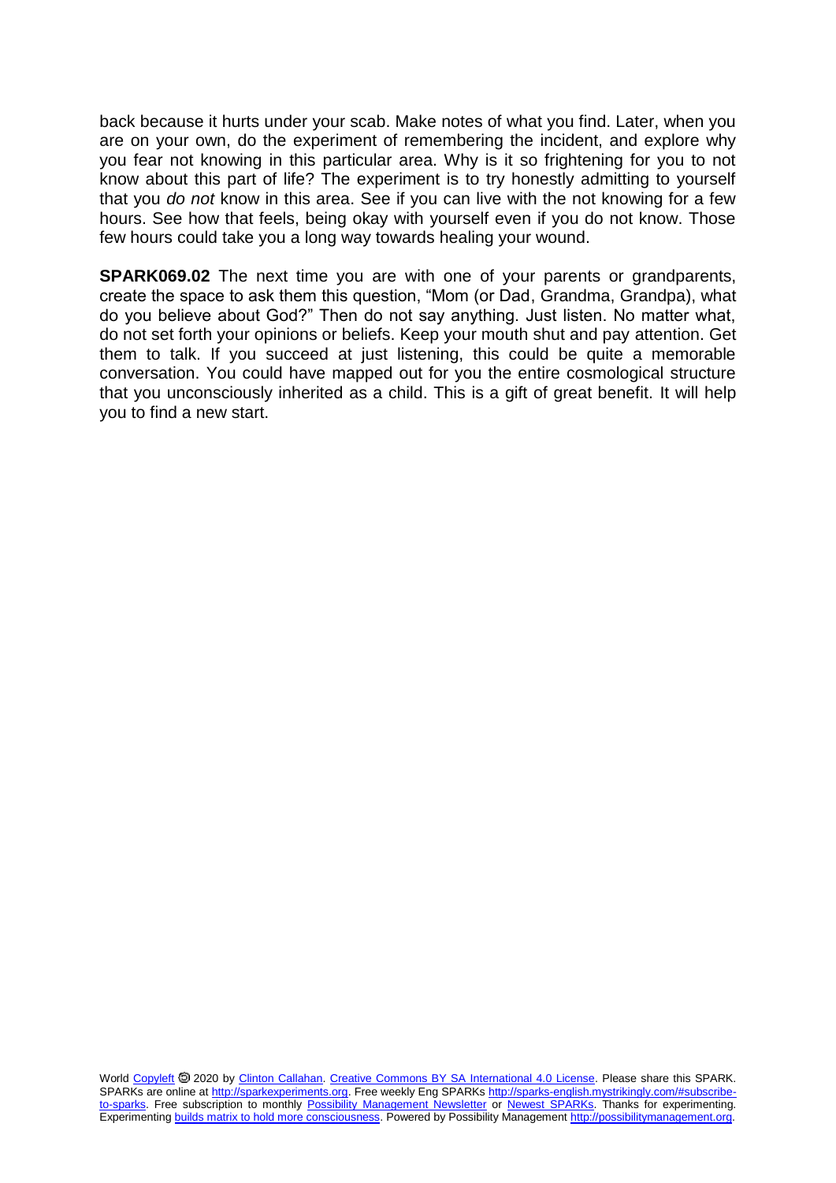back because it hurts under your scab. Make notes of what you find. Later, when you are on your own, do the experiment of remembering the incident, and explore why you fear not knowing in this particular area. Why is it so frightening for you to not know about this part of life? The experiment is to try honestly admitting to yourself that you *do not* know in this area. See if you can live with the not knowing for a few hours. See how that feels, being okay with yourself even if you do not know. Those few hours could take you a long way towards healing your wound.

**SPARK069.02** The next time you are with one of your parents or grandparents, create the space to ask them this question, "Mom (or Dad, Grandma, Grandpa), what do you believe about God?" Then do not say anything. Just listen. No matter what, do not set forth your opinions or beliefs. Keep your mouth shut and pay attention. Get them to talk. If you succeed at just listening, this could be quite a memorable conversation. You could have mapped out for you the entire cosmological structure that you unconsciously inherited as a child. This is a gift of great benefit. It will help you to find a new start.